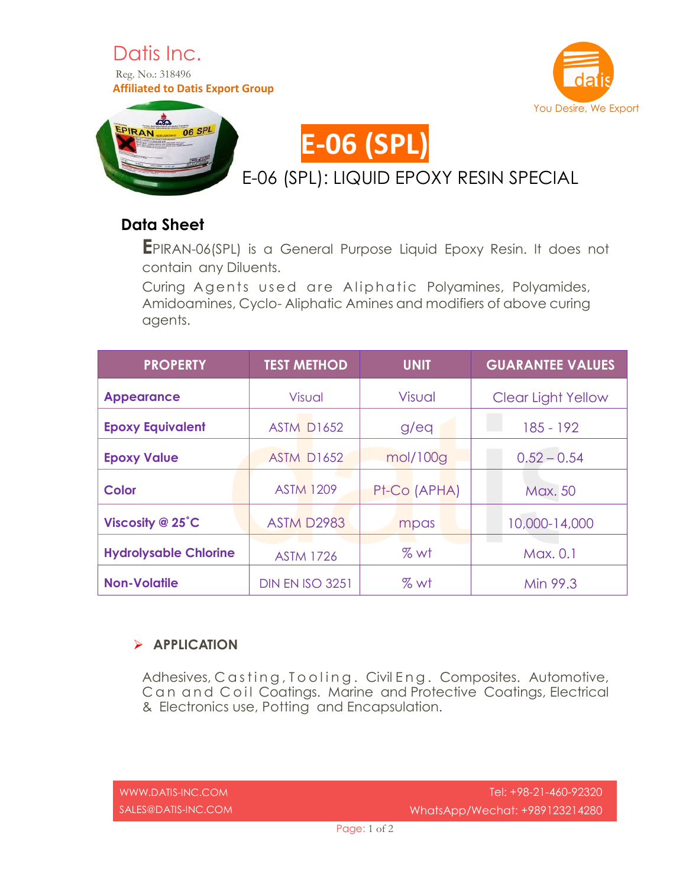# Datis Inc.

Reg. No.: 318496

**Affiliated to Datis Export Group**

You Desire, We Export

# E-06 (SPL)

## E-06 (SPL): LIQUID EPOXY RESIN SPECIAL

### Data Sheet

EPIRAN-06(SPL) is a General Purpose Liquid Epoxy Resin. It does not contain any Diluents.

Curing Agents used are Aliphatic Polyamines, Polyamides, Amidoamines, Cyclo- Aliphatic Amines and modifiers of above curing agents.

| PROPERTY | TEST METHOD | UNIT | GUARANTEE VALUES |
|---|---|---|---|
| **Appearance** | Visual | Visual | Clear Light Yellow |
| **Epoxy Equivalent** | ASTM D1652 | g/eq | 185 - 192 |
| **Epoxy Value** | ASTM D1652 | mol/100g | 0.52 – 0.54 |
| **Color** | ASTM 1209 | Pt-Co (APHA) | Max. 50 |
| **Viscosity @ 25˚C** | ASTM D2983 | mpas | 10,000-14,000 |
| **Hydrolysable Chlorine** | ASTM 1726 | % wt | Max. 0.1 |
| **Non-Volatile** | DIN EN ISO 3251 | % wt | Min 99.3 |

- **APPLICATION**

Adhesives, Casting, Tooling. Civil Eng. Composites. Automotive, Can and Coil Coatings. Marine and Protective Coatings, Electrical & Electronics use, Potting and Encapsulation.

WWW.DATIS-INC.COM
SALES@DATIS-INC.COM

Tel: +98-21-460-92320
WhatsApp/Wechat: +989123214280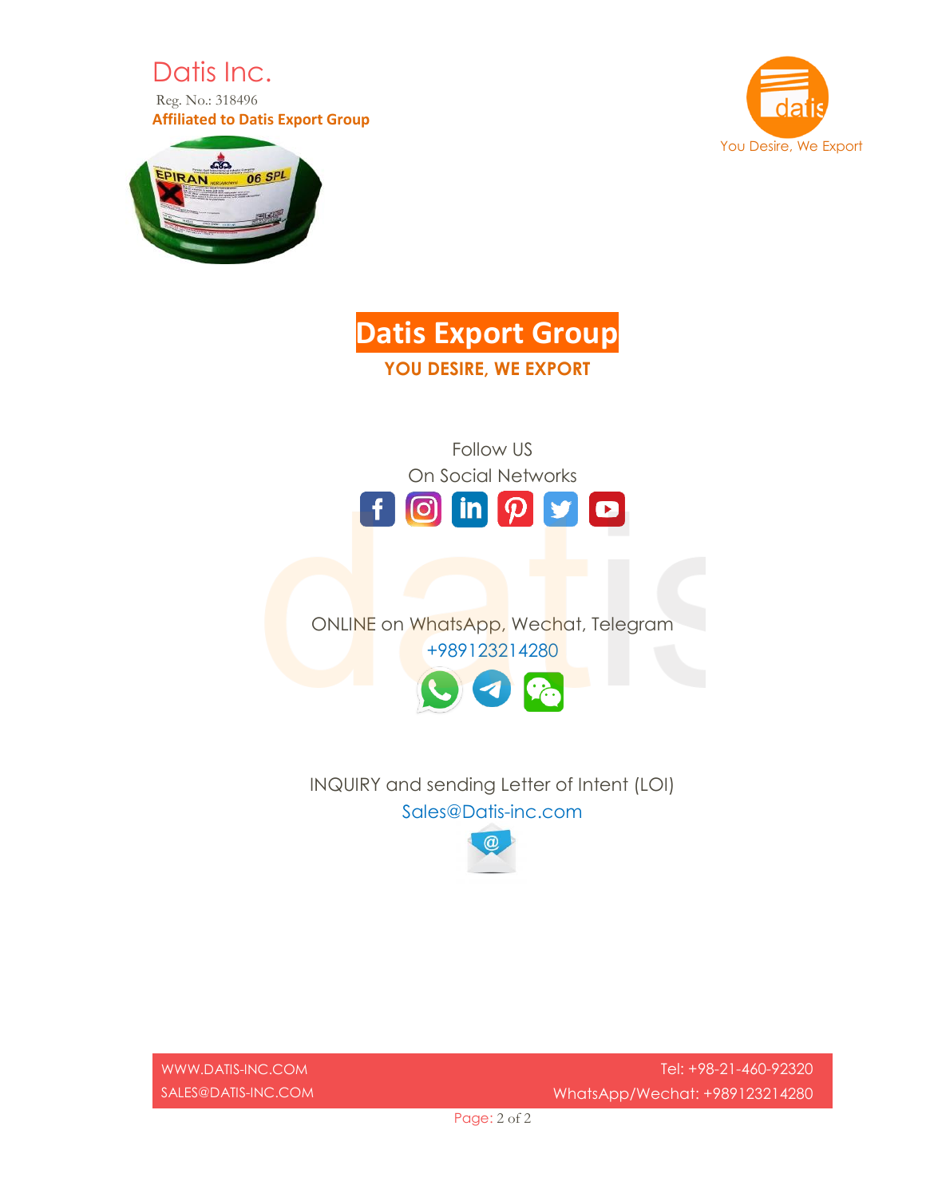Datis Inc.

Reg. No.: 318496

**Affiliated to Datis Export Group**

You Desire, We Export

# Datis Export Group

**YOU DESIRE, WE EXPORT**

Follow US

On Social Networks

ONLINE on WhatsApp, Wechat, Telegram

+989123214280

INQUIRY and sending Letter of Intent (LOI)

Sales@Datis-inc.com

WWW.DATIS-INC.COM

SALES@DATIS-INC.COM

Tel: +98-21-460-92320

WhatsApp/Wechat: +989123214280